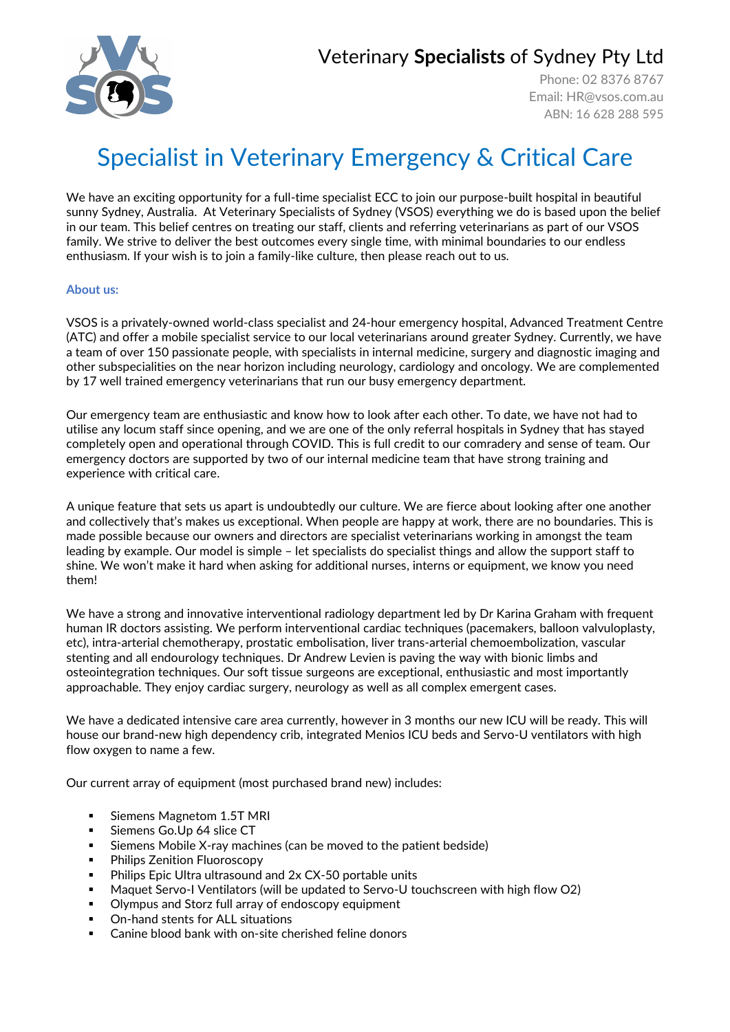# Veterinary **Specialists** of Sydney Pty Ltd

Phone: 02 8376 8767
Email: HR@vsos.com.au
ABN: 16 628 288 595

# Specialist in Veterinary Emergency & Critical Care

We have an exciting opportunity for a full-time specialist ECC to join our purpose-built hospital in beautiful sunny Sydney, Australia. At Veterinary Specialists of Sydney (VSOS) everything we do is based upon the belief in our team. This belief centres on treating our staff, clients and referring veterinarians as part of our VSOS family. We strive to deliver the best outcomes every single time, with minimal boundaries to our endless enthusiasm. If your wish is to join a family-like culture, then please reach out to us.

## About us:

VSOS is a privately-owned world-class specialist and 24-hour emergency hospital, Advanced Treatment Centre (ATC) and offer a mobile specialist service to our local veterinarians around greater Sydney. Currently, we have a team of over 150 passionate people, with specialists in internal medicine, surgery and diagnostic imaging and other subspecialities on the near horizon including neurology, cardiology and oncology. We are complemented by 17 well trained emergency veterinarians that run our busy emergency department.

Our emergency team are enthusiastic and know how to look after each other. To date, we have not had to utilise any locum staff since opening, and we are one of the only referral hospitals in Sydney that has stayed completely open and operational through COVID. This is full credit to our comradery and sense of team. Our emergency doctors are supported by two of our internal medicine team that have strong training and experience with critical care.

A unique feature that sets us apart is undoubtedly our culture. We are fierce about looking after one another and collectively that's makes us exceptional. When people are happy at work, there are no boundaries. This is made possible because our owners and directors are specialist veterinarians working in amongst the team leading by example. Our model is simple – let specialists do specialist things and allow the support staff to shine. We won't make it hard when asking for additional nurses, interns or equipment, we know you need them!

We have a strong and innovative interventional radiology department led by Dr Karina Graham with frequent human IR doctors assisting. We perform interventional cardiac techniques (pacemakers, balloon valvuloplasty, etc), intra-arterial chemotherapy, prostatic embolisation, liver trans-arterial chemoembolization, vascular stenting and all endourology techniques. Dr Andrew Levien is paving the way with bionic limbs and osteointegration techniques. Our soft tissue surgeons are exceptional, enthusiastic and most importantly approachable. They enjoy cardiac surgery, neurology as well as all complex emergent cases.

We have a dedicated intensive care area currently, however in 3 months our new ICU will be ready. This will house our brand-new high dependency crib, integrated Menios ICU beds and Servo-U ventilators with high flow oxygen to name a few.

Our current array of equipment (most purchased brand new) includes:

- Siemens Magnetom 1.5T MRI
- Siemens Go.Up 64 slice CT
- Siemens Mobile X-ray machines (can be moved to the patient bedside)
- Philips Zenition Fluoroscopy
- Philips Epic Ultra ultrasound and 2x CX-50 portable units
- Maquet Servo-I Ventilators (will be updated to Servo-U touchscreen with high flow O2)
- Olympus and Storz full array of endoscopy equipment
- On-hand stents for ALL situations
- Canine blood bank with on-site cherished feline donors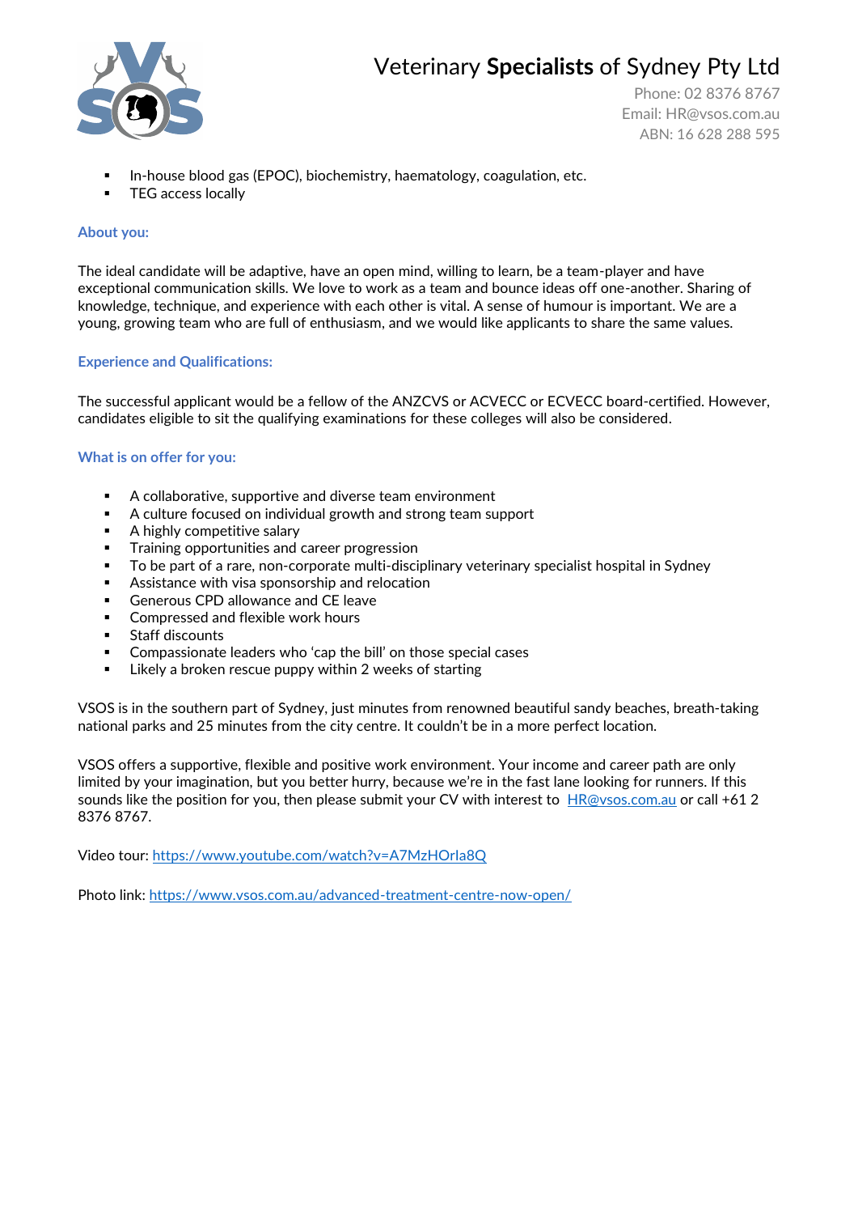- In-house blood gas (EPOC), biochemistry, haematology, coagulation, etc.
- TEG access locally

### About you:

The ideal candidate will be adaptive, have an open mind, willing to learn, be a team-player and have exceptional communication skills. We love to work as a team and bounce ideas off one-another. Sharing of knowledge, technique, and experience with each other is vital. A sense of humour is important. We are a young, growing team who are full of enthusiasm, and we would like applicants to share the same values.

### Experience and Qualifications:

The successful applicant would be a fellow of the ANZCVS or ACVECC or ECVECC board-certified. However, candidates eligible to sit the qualifying examinations for these colleges will also be considered.

### What is on offer for you:

- A collaborative, supportive and diverse team environment
- A culture focused on individual growth and strong team support
- A highly competitive salary
- Training opportunities and career progression
- To be part of a rare, non-corporate multi-disciplinary veterinary specialist hospital in Sydney
- Assistance with visa sponsorship and relocation
- Generous CPD allowance and CE leave
- Compressed and flexible work hours
- Staff discounts
- Compassionate leaders who 'cap the bill' on those special cases
- Likely a broken rescue puppy within 2 weeks of starting

VSOS is in the southern part of Sydney, just minutes from renowned beautiful sandy beaches, breath-taking national parks and 25 minutes from the city centre. It couldn't be in a more perfect location.

VSOS offers a supportive, flexible and positive work environment. Your income and career path are only limited by your imagination, but you better hurry, because we're in the fast lane looking for runners. If this sounds like the position for you, then please submit your CV with interest to [HR@vsos.com.au](mailto:HR@vsos.com.au) or call +61 2 8376 8767.

Video tour: https://www.youtube.com/watch?v=A7MzHOrla8Q

Photo link: https://www.vsos.com.au/advanced-treatment-centre-now-open/